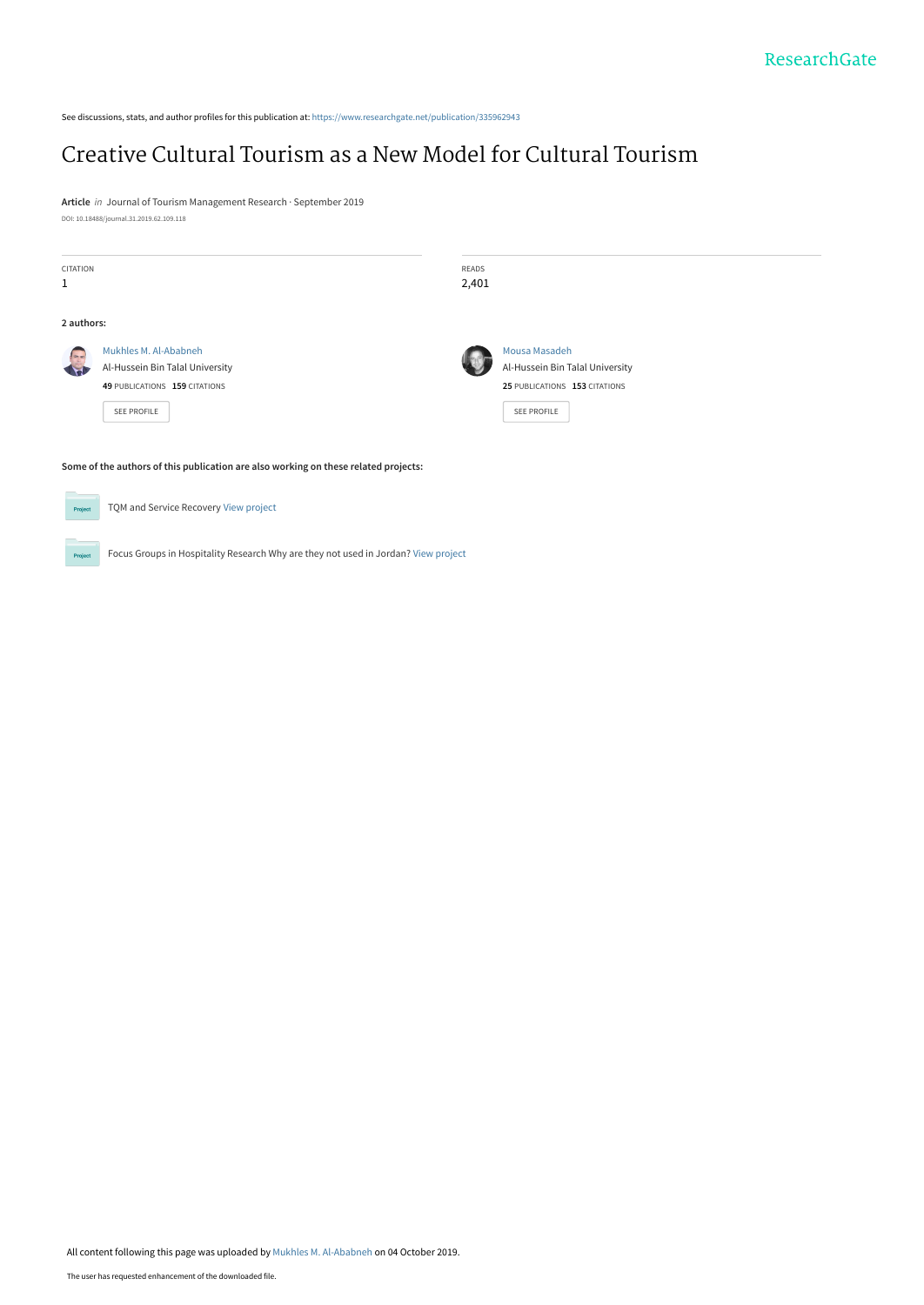See discussions, stats, and author profiles for this publication at: https://www.researchgate.net/publication/335962943

# Creative Cultural Tourism as a New Model for Cultural Tourism

**Article** *in* Journal of Tourism Management Research · September 2019

DOI: 10.18488/journal.31.2019.62.109.118

| CITATION | READS |
|---|---|
| 1 | 2,401 |

**2 authors:**

**Mukhles M. Al-Ababneh**
Al-Hussein Bin Talal University
**49** PUBLICATIONS **159** CITATIONS
SEE PROFILE

**Mousa Masadeh**
Al-Hussein Bin Talal University
**25** PUBLICATIONS **153** CITATIONS
SEE PROFILE

**Some of the authors of this publication are also working on these related projects:**

Project: TQM and Service Recovery View project

Project: Focus Groups in Hospitality Research Why are they not used in Jordan? View project

All content following this page was uploaded by Mukhles M. Al-Ababneh on 04 October 2019.

The user has requested enhancement of the downloaded file.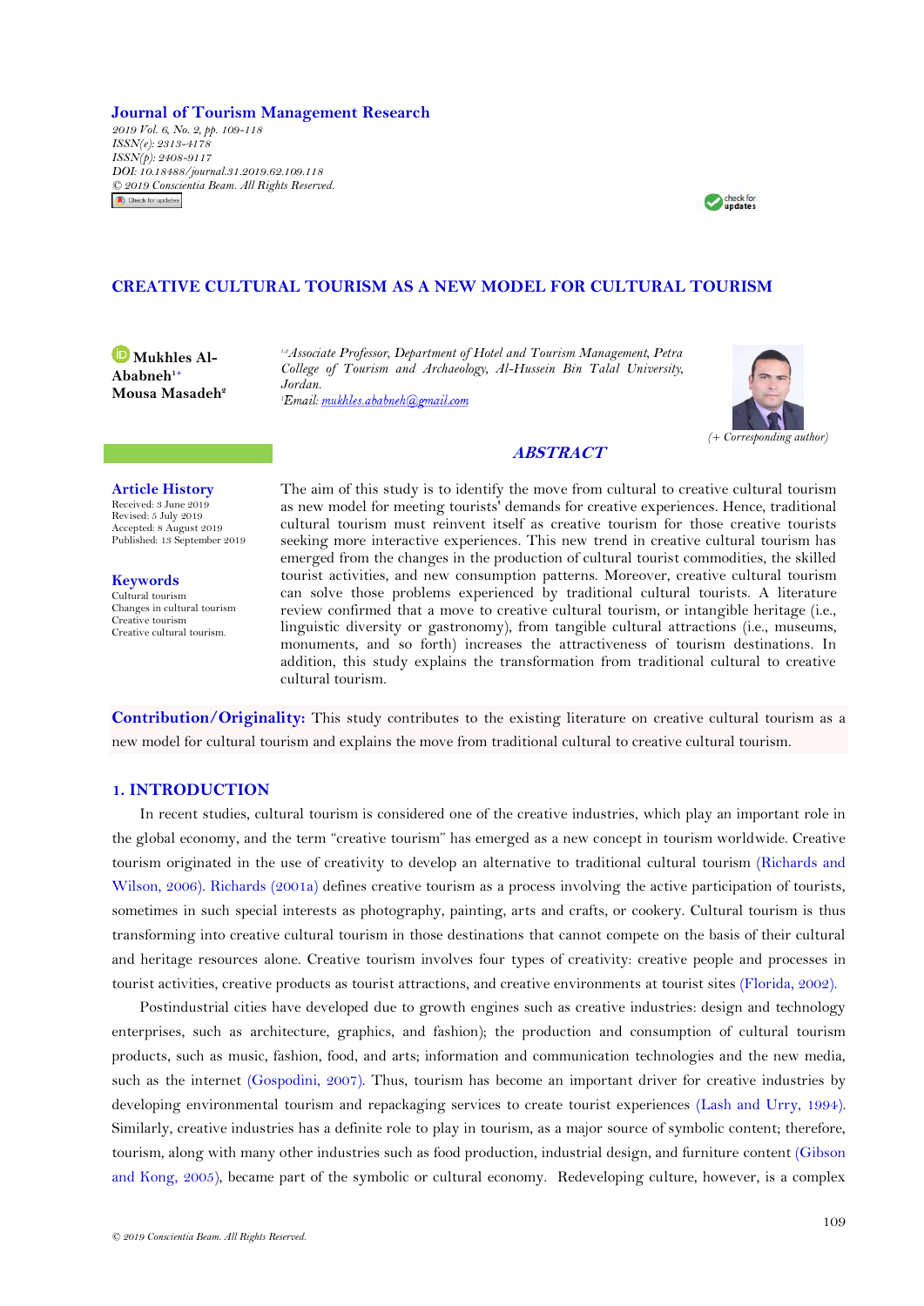**Journal of Tourism Management Research**

2019 Vol. 6, No. 2, pp. 109-118
ISSN(e): 2313-4178
ISSN(p): 2408-9117
DOI: 10.18488/journal.31.2019.62.109.118
© 2019 Conscientia Beam. All Rights Reserved.

# CREATIVE CULTURAL TOURISM AS A NEW MODEL FOR CULTURAL TOURISM

**Mukhles Al-Ababneh**[1+]
**Mousa Masadeh**[2]

[1,2]Associate Professor, Department of Hotel and Tourism Management, Petra College of Tourism and Archaeology, Al-Hussein Bin Talal University, Jordan.
[1]Email: mukhles.ababneh@gmail.com

(+ Corresponding author)

## ABSTRACT

The aim of this study is to identify the move from cultural to creative cultural tourism as new model for meeting tourists' demands for creative experiences. Hence, traditional cultural tourism must reinvent itself as creative tourism for those creative tourists seeking more interactive experiences. This new trend in creative cultural tourism has emerged from the changes in the production of cultural tourist commodities, the skilled tourist activities, and new consumption patterns. Moreover, creative cultural tourism can solve those problems experienced by traditional cultural tourists. A literature review confirmed that a move to creative cultural tourism, or intangible heritage (i.e., linguistic diversity or gastronomy), from tangible cultural attractions (i.e., museums, monuments, and so forth) increases the attractiveness of tourism destinations. In addition, this study explains the transformation from traditional cultural to creative cultural tourism.

**Article History**
Received: 3 June 2019
Revised: 5 July 2019
Accepted: 8 August 2019
Published: 13 September 2019

**Keywords**
Cultural tourism
Changes in cultural tourism
Creative tourism
Creative cultural tourism.

**Contribution/Originality:** This study contributes to the existing literature on creative cultural tourism as a new model for cultural tourism and explains the move from traditional cultural to creative cultural tourism.

## 1. INTRODUCTION

In recent studies, cultural tourism is considered one of the creative industries, which play an important role in the global economy, and the term "creative tourism" has emerged as a new concept in tourism worldwide. Creative tourism originated in the use of creativity to develop an alternative to traditional cultural tourism (Richards and Wilson, 2006). Richards (2001a) defines creative tourism as a process involving the active participation of tourists, sometimes in such special interests as photography, painting, arts and crafts, or cookery. Cultural tourism is thus transforming into creative cultural tourism in those destinations that cannot compete on the basis of their cultural and heritage resources alone. Creative tourism involves four types of creativity: creative people and processes in tourist activities, creative products as tourist attractions, and creative environments at tourist sites (Florida, 2002).

Postindustrial cities have developed due to growth engines such as creative industries: design and technology enterprises, such as architecture, graphics, and fashion); the production and consumption of cultural tourism products, such as music, fashion, food, and arts; information and communication technologies and the new media, such as the internet (Gospodini, 2007). Thus, tourism has become an important driver for creative industries by developing environmental tourism and repackaging services to create tourist experiences (Lash and Urry, 1994). Similarly, creative industries has a definite role to play in tourism, as a major source of symbolic content; therefore, tourism, along with many other industries such as food production, industrial design, and furniture content (Gibson and Kong, 2005), became part of the symbolic or cultural economy. Redeveloping culture, however, is a complex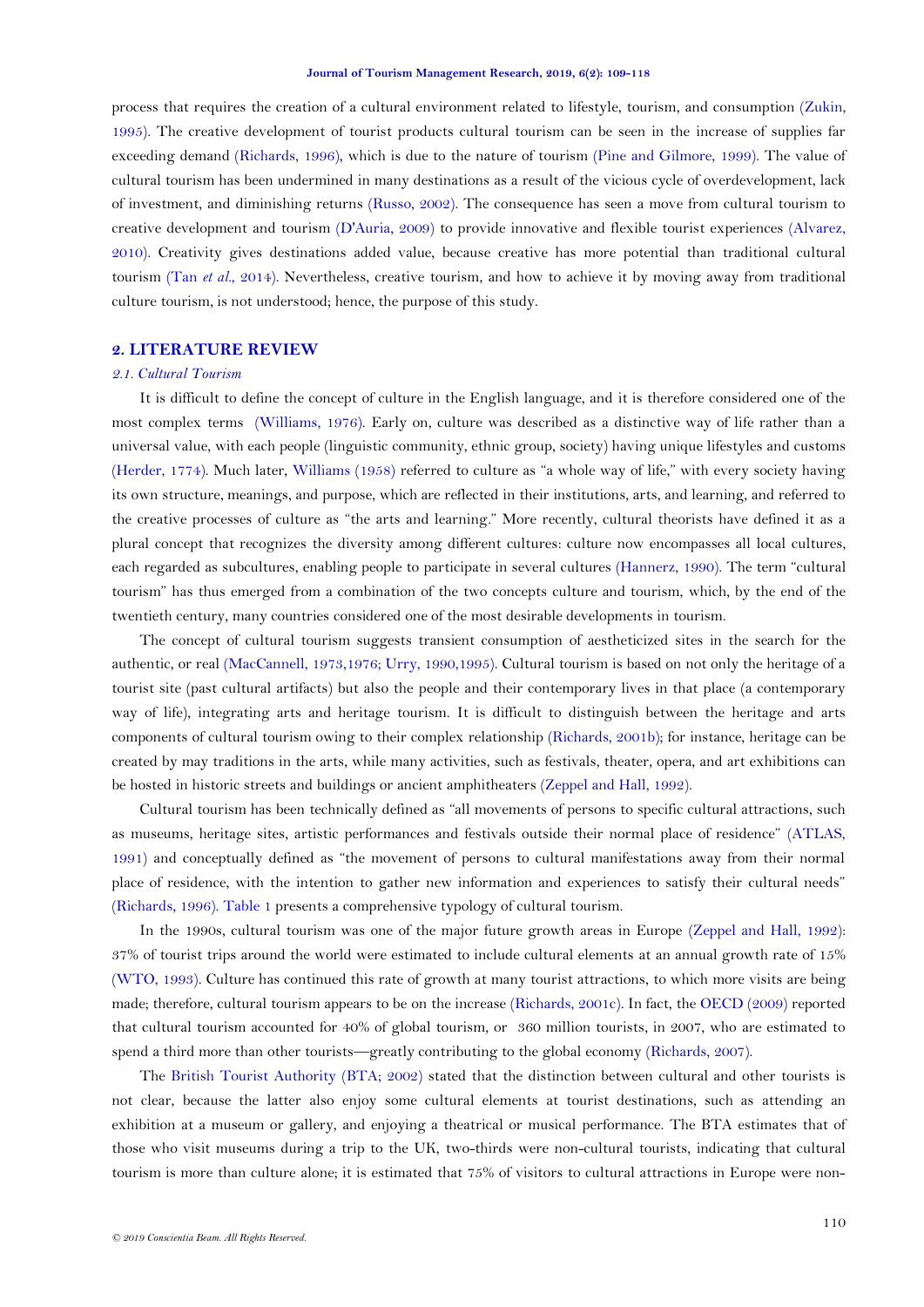process that requires the creation of a cultural environment related to lifestyle, tourism, and consumption (Zukin, 1995). The creative development of tourist products cultural tourism can be seen in the increase of supplies far exceeding demand (Richards, 1996), which is due to the nature of tourism (Pine and Gilmore, 1999). The value of cultural tourism has been undermined in many destinations as a result of the vicious cycle of overdevelopment, lack of investment, and diminishing returns (Russo, 2002). The consequence has seen a move from cultural tourism to creative development and tourism (D'Auria, 2009) to provide innovative and flexible tourist experiences (Alvarez, 2010). Creativity gives destinations added value, because creative has more potential than traditional cultural tourism (Tan *et al*., 2014). Nevertheless, creative tourism, and how to achieve it by moving away from traditional culture tourism, is not understood; hence, the purpose of this study.

## 2. LITERATURE REVIEW

### *2.1. Cultural Tourism*

It is difficult to define the concept of culture in the English language, and it is therefore considered one of the most complex terms (Williams, 1976). Early on, culture was described as a distinctive way of life rather than a universal value, with each people (linguistic community, ethnic group, society) having unique lifestyles and customs (Herder, 1774). Much later, Williams (1958) referred to culture as "a whole way of life," with every society having its own structure, meanings, and purpose, which are reflected in their institutions, arts, and learning, and referred to the creative processes of culture as "the arts and learning." More recently, cultural theorists have defined it as a plural concept that recognizes the diversity among different cultures: culture now encompasses all local cultures, each regarded as subcultures, enabling people to participate in several cultures (Hannerz, 1990). The term "cultural tourism" has thus emerged from a combination of the two concepts culture and tourism, which, by the end of the twentieth century, many countries considered one of the most desirable developments in tourism.

The concept of cultural tourism suggests transient consumption of aestheticized sites in the search for the authentic, or real (MacCannell, 1973,1976; Urry, 1990,1995). Cultural tourism is based on not only the heritage of a tourist site (past cultural artifacts) but also the people and their contemporary lives in that place (a contemporary way of life), integrating arts and heritage tourism. It is difficult to distinguish between the heritage and arts components of cultural tourism owing to their complex relationship (Richards, 2001b); for instance, heritage can be created by may traditions in the arts, while many activities, such as festivals, theater, opera, and art exhibitions can be hosted in historic streets and buildings or ancient amphitheaters (Zeppel and Hall, 1992).

Cultural tourism has been technically defined as "all movements of persons to specific cultural attractions, such as museums, heritage sites, artistic performances and festivals outside their normal place of residence" (ATLAS, 1991) and conceptually defined as "the movement of persons to cultural manifestations away from their normal place of residence, with the intention to gather new information and experiences to satisfy their cultural needs" (Richards, 1996). Table 1 presents a comprehensive typology of cultural tourism.

In the 1990s, cultural tourism was one of the major future growth areas in Europe (Zeppel and Hall, 1992): 37% of tourist trips around the world were estimated to include cultural elements at an annual growth rate of 15% (WTO, 1993). Culture has continued this rate of growth at many tourist attractions, to which more visits are being made; therefore, cultural tourism appears to be on the increase (Richards, 2001c). In fact, the OECD (2009) reported that cultural tourism accounted for 40% of global tourism, or 360 million tourists, in 2007, who are estimated to spend a third more than other tourists—greatly contributing to the global economy (Richards, 2007).

The British Tourist Authority (BTA; 2002) stated that the distinction between cultural and other tourists is not clear, because the latter also enjoy some cultural elements at tourist destinations, such as attending an exhibition at a museum or gallery, and enjoying a theatrical or musical performance. The BTA estimates that of those who visit museums during a trip to the UK, two-thirds were non-cultural tourists, indicating that cultural tourism is more than culture alone; it is estimated that 75% of visitors to cultural attractions in Europe were non-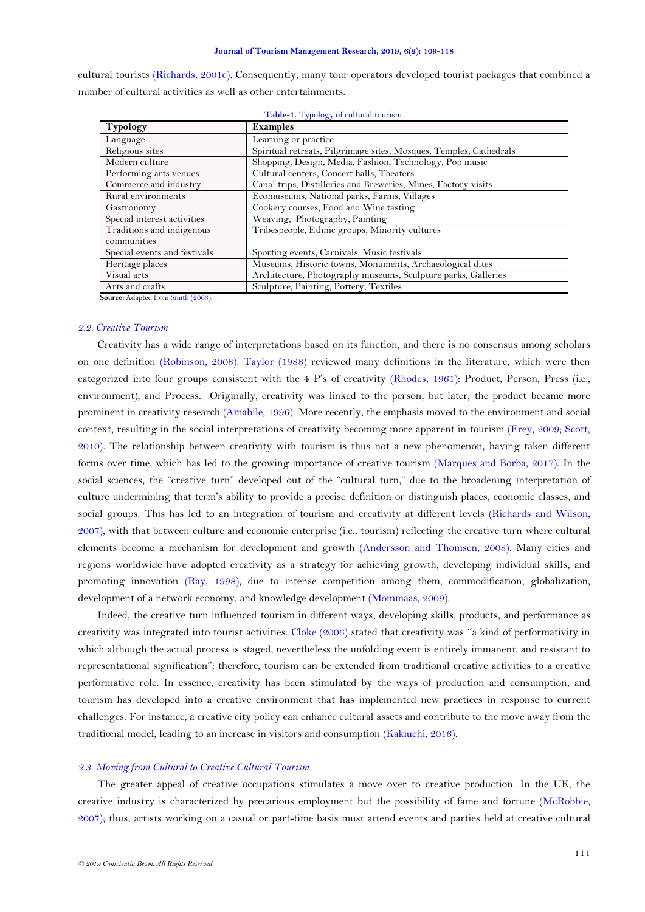cultural tourists (Richards, 2001c). Consequently, many tour operators developed tourist packages that combined a number of cultural activities as well as other entertainments.

**Table-1.** Typology of cultural tourism.

| Typology | Examples |
|---|---|
| Language | Learning or practice |
| Religious sites | Spiritual retreats, Pilgrimage sites, Mosques, Temples, Cathedrals |
| Modern culture | Shopping, Design, Media, Fashion, Technology, Pop music |
| Performing arts venues | Cultural centers, Concert halls, Theaters |
| Commerce and industry | Canal trips, Distilleries and Breweries, Mines, Factory visits |
| Rural environments | Ecomuseums, National parks, Farms, Villages |
| Gastronomy | Cookery courses, Food and Wine tasting |
| Special interest activities | Weaving, Photography, Painting |
| Traditions and indigenous communities | Tribespeople, Ethnic groups, Minority cultures |
| Special events and festivals | Sporting events, Carnivals, Music festivals |
| Heritage places | Museums, Historic towns, Monuments, Archaeological dites |
| Visual arts | Architecture, Photography museums, Sculpture parks, Galleries |
| Arts and crafts | Sculpture, Painting, Pottery, Textiles |

**Source:** Adapted from Smith (2003).

### *2.2. Creative Tourism*

Creativity has a wide range of interpretations based on its function, and there is no consensus among scholars on one definition (Robinson, 2008). Taylor (1988) reviewed many definitions in the literature, which were then categorized into four groups consistent with the 4 P's of creativity (Rhodes, 1961): Product, Person, Press (i.e., environment), and Process. Originally, creativity was linked to the person, but later, the product became more prominent in creativity research (Amabile, 1996). More recently, the emphasis moved to the environment and social context, resulting in the social interpretations of creativity becoming more apparent in tourism (Frey, 2009; Scott, 2010). The relationship between creativity with tourism is thus not a new phenomenon, having taken different forms over time, which has led to the growing importance of creative tourism (Marques and Borba, 2017). In the social sciences, the "creative turn" developed out of the "cultural turn," due to the broadening interpretation of culture undermining that term's ability to provide a precise definition or distinguish places, economic classes, and social groups. This has led to an integration of tourism and creativity at different levels (Richards and Wilson, 2007), with that between culture and economic enterprise (i.e., tourism) reflecting the creative turn where cultural elements become a mechanism for development and growth (Andersson and Thomsen, 2008). Many cities and regions worldwide have adopted creativity as a strategy for achieving growth, developing individual skills, and promoting innovation (Ray, 1998), due to intense competition among them, commodification, globalization, development of a network economy, and knowledge development (Mommaas, 2009).

Indeed, the creative turn influenced tourism in different ways, developing skills, products, and performance as creativity was integrated into tourist activities. Cloke (2006) stated that creativity was "a kind of performativity in which although the actual process is staged, nevertheless the unfolding event is entirely immanent, and resistant to representational signification"; therefore, tourism can be extended from traditional creative activities to a creative performative role. In essence, creativity has been stimulated by the ways of production and consumption, and tourism has developed into a creative environment that has implemented new practices in response to current challenges. For instance, a creative city policy can enhance cultural assets and contribute to the move away from the traditional model, leading to an increase in visitors and consumption (Kakiuchi, 2016).

### *2.3. Moving from Cultural to Creative Cultural Tourism*

The greater appeal of creative occupations stimulates a move over to creative production. In the UK, the creative industry is characterized by precarious employment but the possibility of fame and fortune (McRobbie, 2007); thus, artists working on a casual or part-time basis must attend events and parties held at creative cultural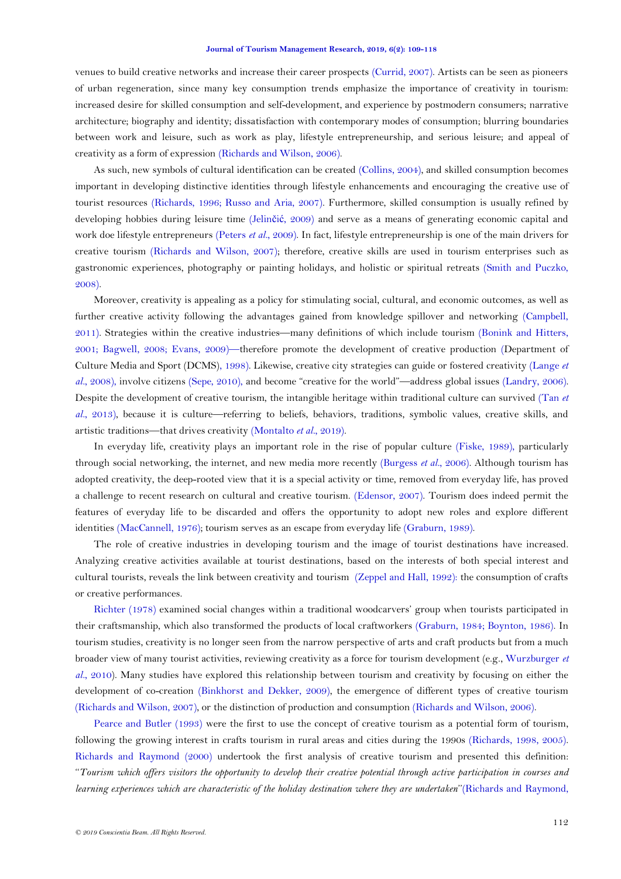venues to build creative networks and increase their career prospects (Currid, 2007). Artists can be seen as pioneers of urban regeneration, since many key consumption trends emphasize the importance of creativity in tourism: increased desire for skilled consumption and self-development, and experience by postmodern consumers; narrative architecture; biography and identity; dissatisfaction with contemporary modes of consumption; blurring boundaries between work and leisure, such as work as play, lifestyle entrepreneurship, and serious leisure; and appeal of creativity as a form of expression (Richards and Wilson, 2006).

As such, new symbols of cultural identification can be created (Collins, 2004), and skilled consumption becomes important in developing distinctive identities through lifestyle enhancements and encouraging the creative use of tourist resources (Richards, 1996; Russo and Aria, 2007). Furthermore, skilled consumption is usually refined by developing hobbies during leisure time (Jelinčić, 2009) and serve as a means of generating economic capital and work doe lifestyle entrepreneurs (Peters *et al*., 2009). In fact, lifestyle entrepreneurship is one of the main drivers for creative tourism (Richards and Wilson, 2007); therefore, creative skills are used in tourism enterprises such as gastronomic experiences, photography or painting holidays, and holistic or spiritual retreats (Smith and Puczko, 2008).

Moreover, creativity is appealing as a policy for stimulating social, cultural, and economic outcomes, as well as further creative activity following the advantages gained from knowledge spillover and networking (Campbell, 2011). Strategies within the creative industries—many definitions of which include tourism (Bonink and Hitters, 2001; Bagwell, 2008; Evans, 2009)—therefore promote the development of creative production (Department of Culture Media and Sport (DCMS), 1998). Likewise, creative city strategies can guide or fostered creativity (Lange *et al*., 2008), involve citizens (Sepe, 2010), and become "creative for the world"—address global issues (Landry, 2006). Despite the development of creative tourism, the intangible heritage within traditional culture can survived (Tan *et al*., 2013), because it is culture—referring to beliefs, behaviors, traditions, symbolic values, creative skills, and artistic traditions—that drives creativity (Montalto *et al*., 2019).

In everyday life, creativity plays an important role in the rise of popular culture (Fiske, 1989), particularly through social networking, the internet, and new media more recently (Burgess *et al*., 2006). Although tourism has adopted creativity, the deep-rooted view that it is a special activity or time, removed from everyday life, has proved a challenge to recent research on cultural and creative tourism. (Edensor, 2007). Tourism does indeed permit the features of everyday life to be discarded and offers the opportunity to adopt new roles and explore different identities (MacCannell, 1976); tourism serves as an escape from everyday life (Graburn, 1989).

The role of creative industries in developing tourism and the image of tourist destinations have increased. Analyzing creative activities available at tourist destinations, based on the interests of both special interest and cultural tourists, reveals the link between creativity and tourism (Zeppel and Hall, 1992): the consumption of crafts or creative performances.

Richter (1978) examined social changes within a traditional woodcarvers' group when tourists participated in their craftsmanship, which also transformed the products of local craftworkers (Graburn, 1984; Boynton, 1986). In tourism studies, creativity is no longer seen from the narrow perspective of arts and craft products but from a much broader view of many tourist activities, reviewing creativity as a force for tourism development (e.g., Wurzburger *et al*., 2010). Many studies have explored this relationship between tourism and creativity by focusing on either the development of co-creation (Binkhorst and Dekker, 2009), the emergence of different types of creative tourism (Richards and Wilson, 2007), or the distinction of production and consumption (Richards and Wilson, 2006).

Pearce and Butler (1993) were the first to use the concept of creative tourism as a potential form of tourism, following the growing interest in crafts tourism in rural areas and cities during the 1990s (Richards, 1998, 2005). Richards and Raymond (2000) undertook the first analysis of creative tourism and presented this definition: "*Tourism which offers visitors the opportunity to develop their creative potential through active participation in courses and learning experiences which are characteristic of the holiday destination where they are undertaken*"(Richards and Raymond,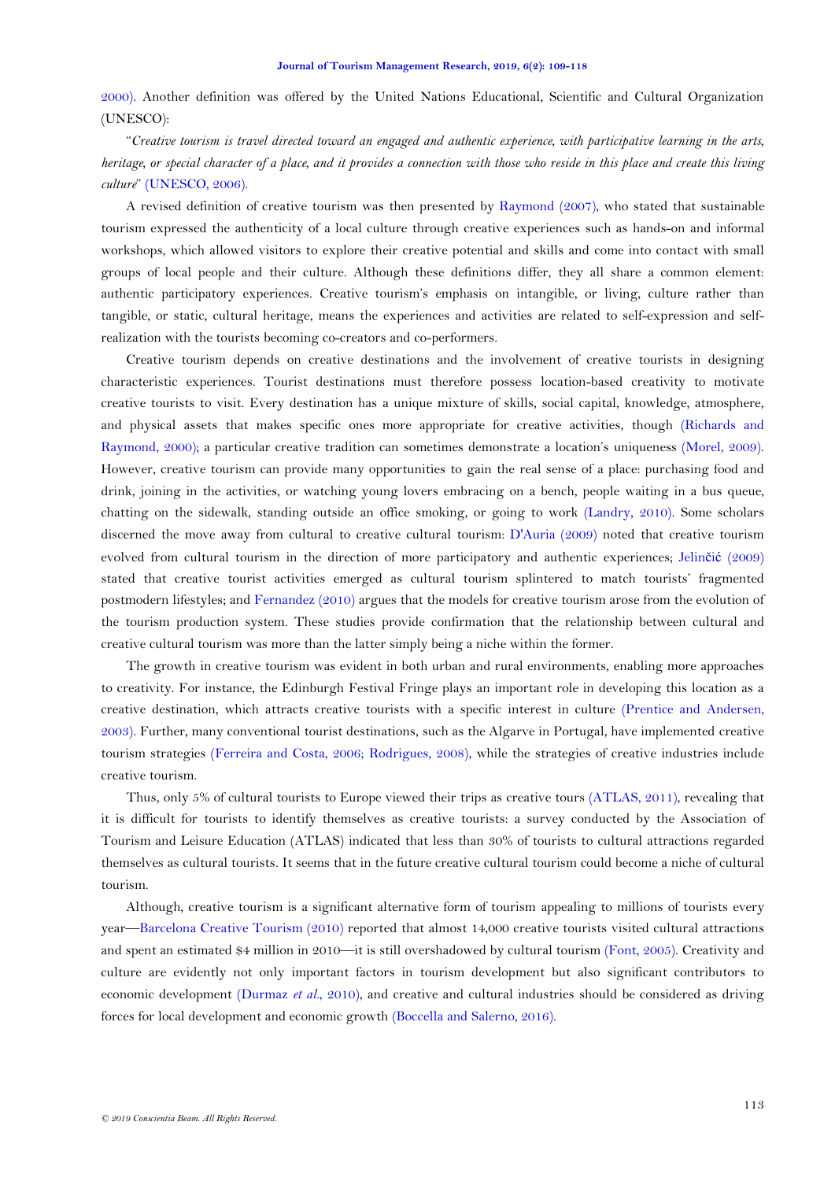2000). Another definition was offered by the United Nations Educational, Scientific and Cultural Organization (UNESCO):

"*Creative tourism is travel directed toward an engaged and authentic experience, with participative learning in the arts, heritage, or special character of a place, and it provides a connection with those who reside in this place and create this living culture*" (UNESCO, 2006).

A revised definition of creative tourism was then presented by Raymond (2007), who stated that sustainable tourism expressed the authenticity of a local culture through creative experiences such as hands-on and informal workshops, which allowed visitors to explore their creative potential and skills and come into contact with small groups of local people and their culture. Although these definitions differ, they all share a common element: authentic participatory experiences. Creative tourism's emphasis on intangible, or living, culture rather than tangible, or static, cultural heritage, means the experiences and activities are related to self-expression and self-realization with the tourists becoming co-creators and co-performers.

Creative tourism depends on creative destinations and the involvement of creative tourists in designing characteristic experiences. Tourist destinations must therefore possess location-based creativity to motivate creative tourists to visit. Every destination has a unique mixture of skills, social capital, knowledge, atmosphere, and physical assets that makes specific ones more appropriate for creative activities, though (Richards and Raymond, 2000); a particular creative tradition can sometimes demonstrate a location's uniqueness (Morel, 2009). However, creative tourism can provide many opportunities to gain the real sense of a place: purchasing food and drink, joining in the activities, or watching young lovers embracing on a bench, people waiting in a bus queue, chatting on the sidewalk, standing outside an office smoking, or going to work (Landry, 2010). Some scholars discerned the move away from cultural to creative cultural tourism: D'Auria (2009) noted that creative tourism evolved from cultural tourism in the direction of more participatory and authentic experiences; Jelinčić (2009) stated that creative tourist activities emerged as cultural tourism splintered to match tourists' fragmented postmodern lifestyles; and Fernandez (2010) argues that the models for creative tourism arose from the evolution of the tourism production system. These studies provide confirmation that the relationship between cultural and creative cultural tourism was more than the latter simply being a niche within the former.

The growth in creative tourism was evident in both urban and rural environments, enabling more approaches to creativity. For instance, the Edinburgh Festival Fringe plays an important role in developing this location as a creative destination, which attracts creative tourists with a specific interest in culture (Prentice and Andersen, 2003). Further, many conventional tourist destinations, such as the Algarve in Portugal, have implemented creative tourism strategies (Ferreira and Costa, 2006; Rodrigues, 2008), while the strategies of creative industries include creative tourism.

Thus, only 5% of cultural tourists to Europe viewed their trips as creative tours (ATLAS, 2011), revealing that it is difficult for tourists to identify themselves as creative tourists: a survey conducted by the Association of Tourism and Leisure Education (ATLAS) indicated that less than 30% of tourists to cultural attractions regarded themselves as cultural tourists. It seems that in the future creative cultural tourism could become a niche of cultural tourism.

Although, creative tourism is a significant alternative form of tourism appealing to millions of tourists every year—Barcelona Creative Tourism (2010) reported that almost 14,000 creative tourists visited cultural attractions and spent an estimated $4 million in 2010—it is still overshadowed by cultural tourism (Font, 2005). Creativity and culture are evidently not only important factors in tourism development but also significant contributors to economic development (Durmaz *et al.*, 2010), and creative and cultural industries should be considered as driving forces for local development and economic growth (Boccella and Salerno, 2016).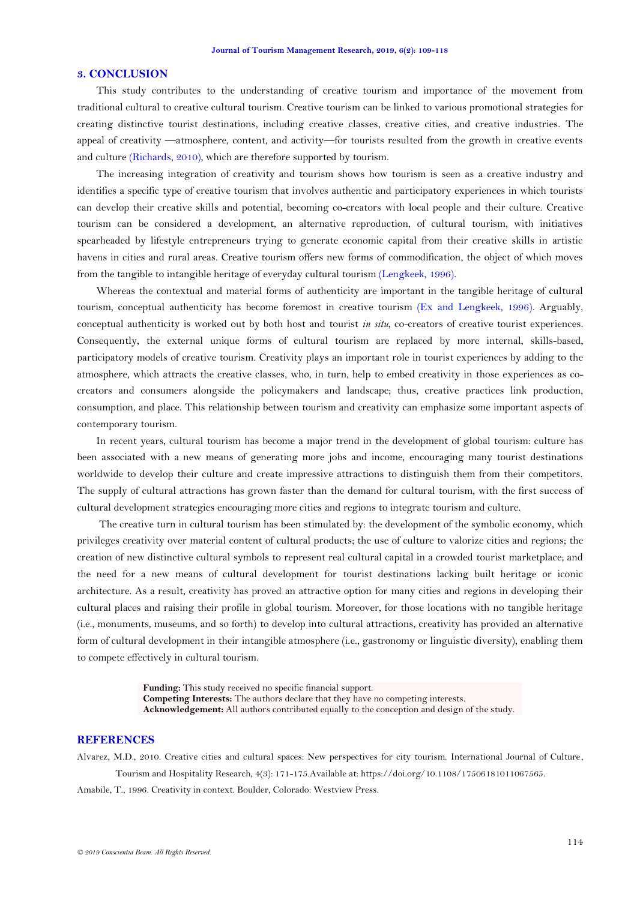## 3. CONCLUSION

This study contributes to the understanding of creative tourism and importance of the movement from traditional cultural to creative cultural tourism. Creative tourism can be linked to various promotional strategies for creating distinctive tourist destinations, including creative classes, creative cities, and creative industries. The appeal of creativity —atmosphere, content, and activity—for tourists resulted from the growth in creative events and culture (Richards, 2010), which are therefore supported by tourism.

The increasing integration of creativity and tourism shows how tourism is seen as a creative industry and identifies a specific type of creative tourism that involves authentic and participatory experiences in which tourists can develop their creative skills and potential, becoming co-creators with local people and their culture. Creative tourism can be considered a development, an alternative reproduction, of cultural tourism, with initiatives spearheaded by lifestyle entrepreneurs trying to generate economic capital from their creative skills in artistic havens in cities and rural areas. Creative tourism offers new forms of commodification, the object of which moves from the tangible to intangible heritage of everyday cultural tourism (Lengkeek, 1996).

Whereas the contextual and material forms of authenticity are important in the tangible heritage of cultural tourism, conceptual authenticity has become foremost in creative tourism (Ex and Lengkeek, 1996). Arguably, conceptual authenticity is worked out by both host and tourist *in situ*, co-creators of creative tourist experiences. Consequently, the external unique forms of cultural tourism are replaced by more internal, skills-based, participatory models of creative tourism. Creativity plays an important role in tourist experiences by adding to the atmosphere, which attracts the creative classes, who, in turn, help to embed creativity in those experiences as co-creators and consumers alongside the policymakers and landscape; thus, creative practices link production, consumption, and place. This relationship between tourism and creativity can emphasize some important aspects of contemporary tourism.

In recent years, cultural tourism has become a major trend in the development of global tourism: culture has been associated with a new means of generating more jobs and income, encouraging many tourist destinations worldwide to develop their culture and create impressive attractions to distinguish them from their competitors. The supply of cultural attractions has grown faster than the demand for cultural tourism, with the first success of cultural development strategies encouraging more cities and regions to integrate tourism and culture.

The creative turn in cultural tourism has been stimulated by: the development of the symbolic economy, which privileges creativity over material content of cultural products; the use of culture to valorize cities and regions; the creation of new distinctive cultural symbols to represent real cultural capital in a crowded tourist marketplace; and the need for a new means of cultural development for tourist destinations lacking built heritage or iconic architecture. As a result, creativity has proved an attractive option for many cities and regions in developing their cultural places and raising their profile in global tourism. Moreover, for those locations with no tangible heritage (i.e., monuments, museums, and so forth) to develop into cultural attractions, creativity has provided an alternative form of cultural development in their intangible atmosphere (i.e., gastronomy or linguistic diversity), enabling them to compete effectively in cultural tourism.

**Funding:** This study received no specific financial support.
**Competing Interests:** The authors declare that they have no competing interests.
**Acknowledgement:** All authors contributed equally to the conception and design of the study.

## REFERENCES

Alvarez, M.D., 2010. Creative cities and cultural spaces: New perspectives for city tourism. International Journal of Culture, Tourism and Hospitality Research, 4(3): 171-175.Available at: https://doi.org/10.1108/17506181011067565.

Amabile, T., 1996. Creativity in context. Boulder, Colorado: Westview Press.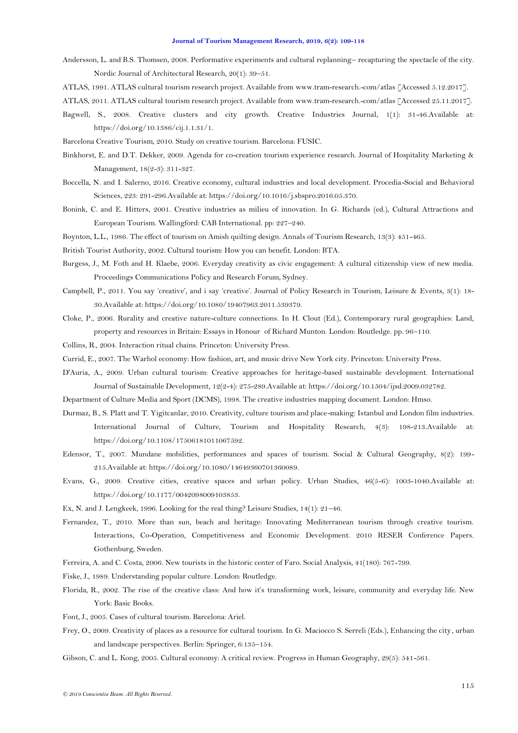Andersson, L. and B.S. Thomsen, 2008. Performative experiments and cultural replanning– recapturing the spectacle of the city. Nordic Journal of Architectural Research, 20(1): 39–51.

ATLAS, 1991. ATLAS cultural tourism research project. Available from www.tram-research.-com/atlas [Accessed 5.12.2017].

ATLAS, 2011. ATLAS cultural tourism research project. Available from www.tram-research.-com/atlas [Accessed 25.11.2017].

Bagwell, S., 2008. Creative clusters and city growth. Creative Industries Journal, 1(1): 31-46.Available at: https://doi.org/10.1386/cij.1.1.31/1.

Barcelona Creative Tourism, 2010. Study on creative tourism. Barcelona: FUSIC.

Binkhorst, E. and D.T. Dekker, 2009. Agenda for co-creation tourism experience research. Journal of Hospitality Marketing & Management, 18(2-3): 311-327.

Boccella, N. and I. Salerno, 2016. Creative economy, cultural industries and local development. Procedia-Social and Behavioral Sciences, 223: 291-296.Available at: https://doi.org/10.1016/j.sbspro.2016.05.370.

Bonink, C. and E. Hitters, 2001. Creative industries as milieu of innovation. In G. Richards (ed.), Cultural Attractions and European Tourism. Wallingford: CAB International. pp: 227–240.

Boynton, L.L., 1986. The effect of tourism on Amish quilting design. Annals of Tourism Research, 13(3): 451-465.

British Tourist Authority, 2002. Cultural tourism: How you can benefit. London: BTA.

Burgess, J., M. Foth and H. Klaebe, 2006. Everyday creativity as civic engagement: A cultural citizenship view of new media. Proceedings Communications Policy and Research Forum, Sydney.

Campbell, P., 2011. You say 'creative', and i say 'creative'. Journal of Policy Research in Tourism, Leisure & Events, 3(1): 18-30.Available at: https://doi.org/10.1080/19407963.2011.539379.

Cloke, P., 2006. Rurality and creative nature-culture connections. In H. Clout (Ed.), Contemporary rural geographies: Land, property and resources in Britain: Essays in Honour of Richard Munton. London: Routledge. pp. 96–110.

Collins, R., 2004. Interaction ritual chains. Princeton: University Press.

Currid, E., 2007. The Warhol economy: How fashion, art, and music drive New York city. Princeton: University Press.

D'Auria, A., 2009. Urban cultural tourism: Creative approaches for heritage-based sustainable development. International Journal of Sustainable Development, 12(2-4): 275-289.Available at: https://doi.org/10.1504/ijsd.2009.032782.

Department of Culture Media and Sport (DCMS), 1998. The creative industries mapping document. London: Hmso.

Durmaz, B., S. Platt and T. Yigitcanlar, 2010. Creativity, culture tourism and place-making: Istanbul and London film industries. International Journal of Culture, Tourism and Hospitality Research, 4(3): 198-213.Available at: https://doi.org/10.1108/17506181011067592.

Edensor, T., 2007. Mundane mobilities, performances and spaces of tourism. Social & Cultural Geography, 8(2): 199-215.Available at: https://doi.org/10.1080/14649360701360089.

Evans, G., 2009. Creative cities, creative spaces and urban policy. Urban Studies, 46(5-6): 1003-1040.Available at: https://doi.org/10.1177/0042098009103853.

Ex, N. and J. Lengkeek, 1996. Looking for the real thing? Leisure Studies, 14(1): 21–46.

Fernandez, T., 2010. More than sun, beach and heritage: Innovating Mediterranean tourism through creative tourism. Interactions, Co-Operation, Competitiveness and Economic Development. 2010 RESER Conference Papers. Gothenburg, Sweden.

Ferreira, A. and C. Costa, 2006. New tourists in the historic center of Faro. Social Analysis, 41(180): 767-799.

Fiske, J., 1989. Understanding popular culture. London: Routledge.

Florida, R., 2002. The rise of the creative class: And how it's transforming work, leisure, community and everyday life. New York: Basic Books.

Font, J., 2005. Cases of cultural tourism. Barcelona: Ariel.

Frey, O., 2009. Creativity of places as a resource for cultural tourism. In G. Maciocco S. Serreli (Eds.), Enhancing the city, urban and landscape perspectives. Berlin: Springer, 6:135–154.

Gibson, C. and L. Kong, 2005. Cultural economy: A critical review. Progress in Human Geography, 29(5): 541-561.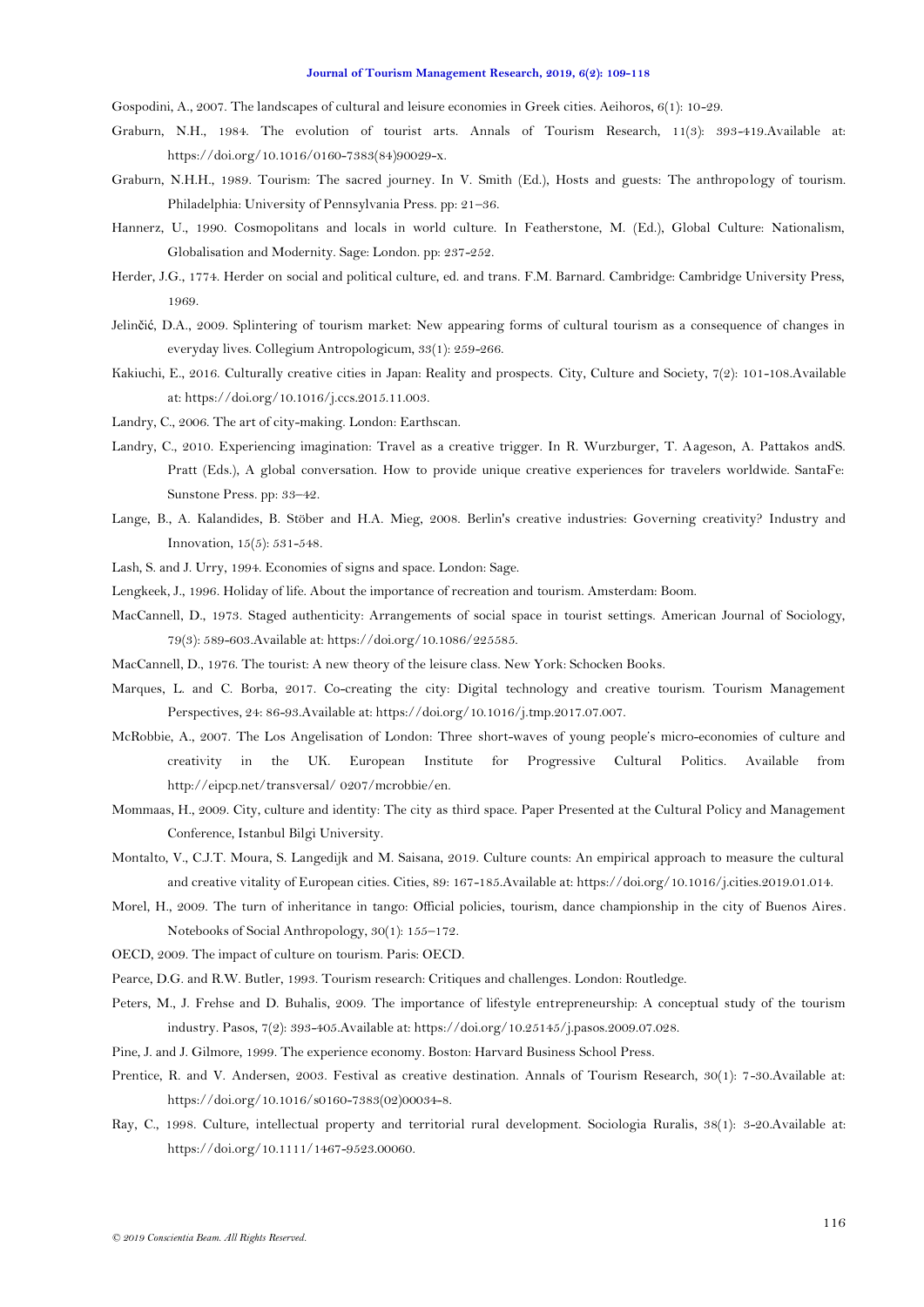Gospodini, A., 2007. The landscapes of cultural and leisure economies in Greek cities. Aeihoros, 6(1): 10-29.

Graburn, N.H., 1984. The evolution of tourist arts. Annals of Tourism Research, 11(3): 393-419.Available at: https://doi.org/10.1016/0160-7383(84)90029-x.

Graburn, N.H.H., 1989. Tourism: The sacred journey. In V. Smith (Ed.), Hosts and guests: The anthropology of tourism. Philadelphia: University of Pennsylvania Press. pp: 21–36.

Hannerz, U., 1990. Cosmopolitans and locals in world culture. In Featherstone, M. (Ed.), Global Culture: Nationalism, Globalisation and Modernity. Sage: London. pp: 237-252.

Herder, J.G., 1774. Herder on social and political culture, ed. and trans. F.M. Barnard. Cambridge: Cambridge University Press, 1969.

Jelinčić, D.A., 2009. Splintering of tourism market: New appearing forms of cultural tourism as a consequence of changes in everyday lives. Collegium Antropologicum, 33(1): 259-266.

Kakiuchi, E., 2016. Culturally creative cities in Japan: Reality and prospects. City, Culture and Society, 7(2): 101-108.Available at: https://doi.org/10.1016/j.ccs.2015.11.003.

Landry, C., 2006. The art of city-making. London: Earthscan.

Landry, C., 2010. Experiencing imagination: Travel as a creative trigger. In R. Wurzburger, T. Aageson, A. Pattakos andS. Pratt (Eds.), A global conversation. How to provide unique creative experiences for travelers worldwide. SantaFe: Sunstone Press. pp: 33–42.

Lange, B., A. Kalandides, B. Stöber and H.A. Mieg, 2008. Berlin's creative industries: Governing creativity? Industry and Innovation, 15(5): 531-548.

Lash, S. and J. Urry, 1994. Economies of signs and space. London: Sage.

Lengkeek, J., 1996. Holiday of life. About the importance of recreation and tourism. Amsterdam: Boom.

MacCannell, D., 1973. Staged authenticity: Arrangements of social space in tourist settings. American Journal of Sociology, 79(3): 589-603.Available at: https://doi.org/10.1086/225585.

MacCannell, D., 1976. The tourist: A new theory of the leisure class. New York: Schocken Books.

Marques, L. and C. Borba, 2017. Co-creating the city: Digital technology and creative tourism. Tourism Management Perspectives, 24: 86-93.Available at: https://doi.org/10.1016/j.tmp.2017.07.007.

McRobbie, A., 2007. The Los Angelisation of London: Three short-waves of young people's micro-economies of culture and creativity in the UK. European Institute for Progressive Cultural Politics. Available from http://eipcp.net/transversal/ 0207/mcrobbie/en.

Mommaas, H., 2009. City, culture and identity: The city as third space. Paper Presented at the Cultural Policy and Management Conference, Istanbul Bilgi University.

Montalto, V., C.J.T. Moura, S. Langedijk and M. Saisana, 2019. Culture counts: An empirical approach to measure the cultural and creative vitality of European cities. Cities, 89: 167-185.Available at: https://doi.org/10.1016/j.cities.2019.01.014.

Morel, H., 2009. The turn of inheritance in tango: Official policies, tourism, dance championship in the city of Buenos Aires. Notebooks of Social Anthropology, 30(1): 155–172.

OECD, 2009. The impact of culture on tourism. Paris: OECD.

Pearce, D.G. and R.W. Butler, 1993. Tourism research: Critiques and challenges. London: Routledge.

Peters, M., J. Frehse and D. Buhalis, 2009. The importance of lifestyle entrepreneurship: A conceptual study of the tourism industry. Pasos, 7(2): 393-405.Available at: https://doi.org/10.25145/j.pasos.2009.07.028.

Pine, J. and J. Gilmore, 1999. The experience economy. Boston: Harvard Business School Press.

Prentice, R. and V. Andersen, 2003. Festival as creative destination. Annals of Tourism Research, 30(1): 7-30.Available at: https://doi.org/10.1016/s0160-7383(02)00034-8.

Ray, C., 1998. Culture, intellectual property and territorial rural development. Sociologia Ruralis, 38(1): 3-20.Available at: https://doi.org/10.1111/1467-9523.00060.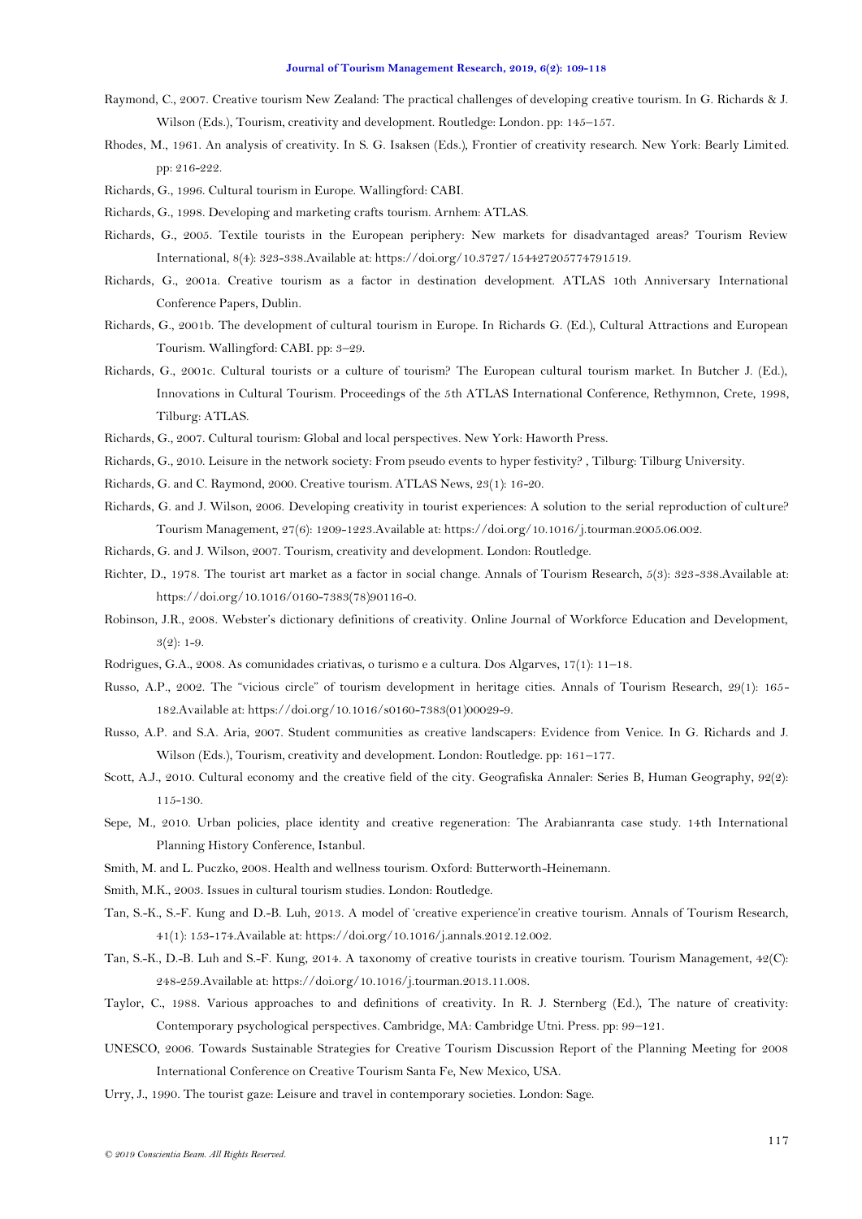Raymond, C., 2007. Creative tourism New Zealand: The practical challenges of developing creative tourism. In G. Richards & J. Wilson (Eds.), Tourism, creativity and development. Routledge: London. pp: 145–157.

Rhodes, M., 1961. An analysis of creativity. In S. G. Isaksen (Eds.), Frontier of creativity research. New York: Bearly Limited. pp: 216-222.

Richards, G., 1996. Cultural tourism in Europe. Wallingford: CABI.

Richards, G., 1998. Developing and marketing crafts tourism. Arnhem: ATLAS.

Richards, G., 2005. Textile tourists in the European periphery: New markets for disadvantaged areas? Tourism Review International, 8(4): 323-338.Available at: https://doi.org/10.3727/154427205774791519.

Richards, G., 2001a. Creative tourism as a factor in destination development. ATLAS 10th Anniversary International Conference Papers, Dublin.

Richards, G., 2001b. The development of cultural tourism in Europe. In Richards G. (Ed.), Cultural Attractions and European Tourism. Wallingford: CABI. pp: 3–29.

Richards, G., 2001c. Cultural tourists or a culture of tourism? The European cultural tourism market. In Butcher J. (Ed.), Innovations in Cultural Tourism. Proceedings of the 5th ATLAS International Conference, Rethymnon, Crete, 1998, Tilburg: ATLAS.

Richards, G., 2007. Cultural tourism: Global and local perspectives. New York: Haworth Press.

Richards, G., 2010. Leisure in the network society: From pseudo events to hyper festivity? , Tilburg: Tilburg University.

Richards, G. and C. Raymond, 2000. Creative tourism. ATLAS News, 23(1): 16-20.

Richards, G. and J. Wilson, 2006. Developing creativity in tourist experiences: A solution to the serial reproduction of culture? Tourism Management, 27(6): 1209-1223.Available at: https://doi.org/10.1016/j.tourman.2005.06.002.

Richards, G. and J. Wilson, 2007. Tourism, creativity and development. London: Routledge.

Richter, D., 1978. The tourist art market as a factor in social change. Annals of Tourism Research, 5(3): 323-338.Available at: https://doi.org/10.1016/0160-7383(78)90116-0.

Robinson, J.R., 2008. Webster's dictionary definitions of creativity. Online Journal of Workforce Education and Development, 3(2): 1-9.

Rodrigues, G.A., 2008. As comunidades criativas, o turismo e a cultura. Dos Algarves, 17(1): 11–18.

Russo, A.P., 2002. The "vicious circle" of tourism development in heritage cities. Annals of Tourism Research, 29(1): 165-182.Available at: https://doi.org/10.1016/s0160-7383(01)00029-9.

Russo, A.P. and S.A. Aria, 2007. Student communities as creative landscapers: Evidence from Venice. In G. Richards and J. Wilson (Eds.), Tourism, creativity and development. London: Routledge. pp: 161–177.

Scott, A.J., 2010. Cultural economy and the creative field of the city. Geografiska Annaler: Series B, Human Geography, 92(2): 115-130.

Sepe, M., 2010. Urban policies, place identity and creative regeneration: The Arabianranta case study. 14th International Planning History Conference, Istanbul.

Smith, M. and L. Puczko, 2008. Health and wellness tourism. Oxford: Butterworth-Heinemann.

Smith, M.K., 2003. Issues in cultural tourism studies. London: Routledge.

Tan, S.-K., S.-F. Kung and D.-B. Luh, 2013. A model of 'creative experience'in creative tourism. Annals of Tourism Research, 41(1): 153-174.Available at: https://doi.org/10.1016/j.annals.2012.12.002.

Tan, S.-K., D.-B. Luh and S.-F. Kung, 2014. A taxonomy of creative tourists in creative tourism. Tourism Management, 42(C): 248-259.Available at: https://doi.org/10.1016/j.tourman.2013.11.008.

Taylor, C., 1988. Various approaches to and definitions of creativity. In R. J. Sternberg (Ed.), The nature of creativity: Contemporary psychological perspectives. Cambridge, MA: Cambridge Utni. Press. pp: 99–121.

UNESCO, 2006. Towards Sustainable Strategies for Creative Tourism Discussion Report of the Planning Meeting for 2008 International Conference on Creative Tourism Santa Fe, New Mexico, USA.

Urry, J., 1990. The tourist gaze: Leisure and travel in contemporary societies. London: Sage.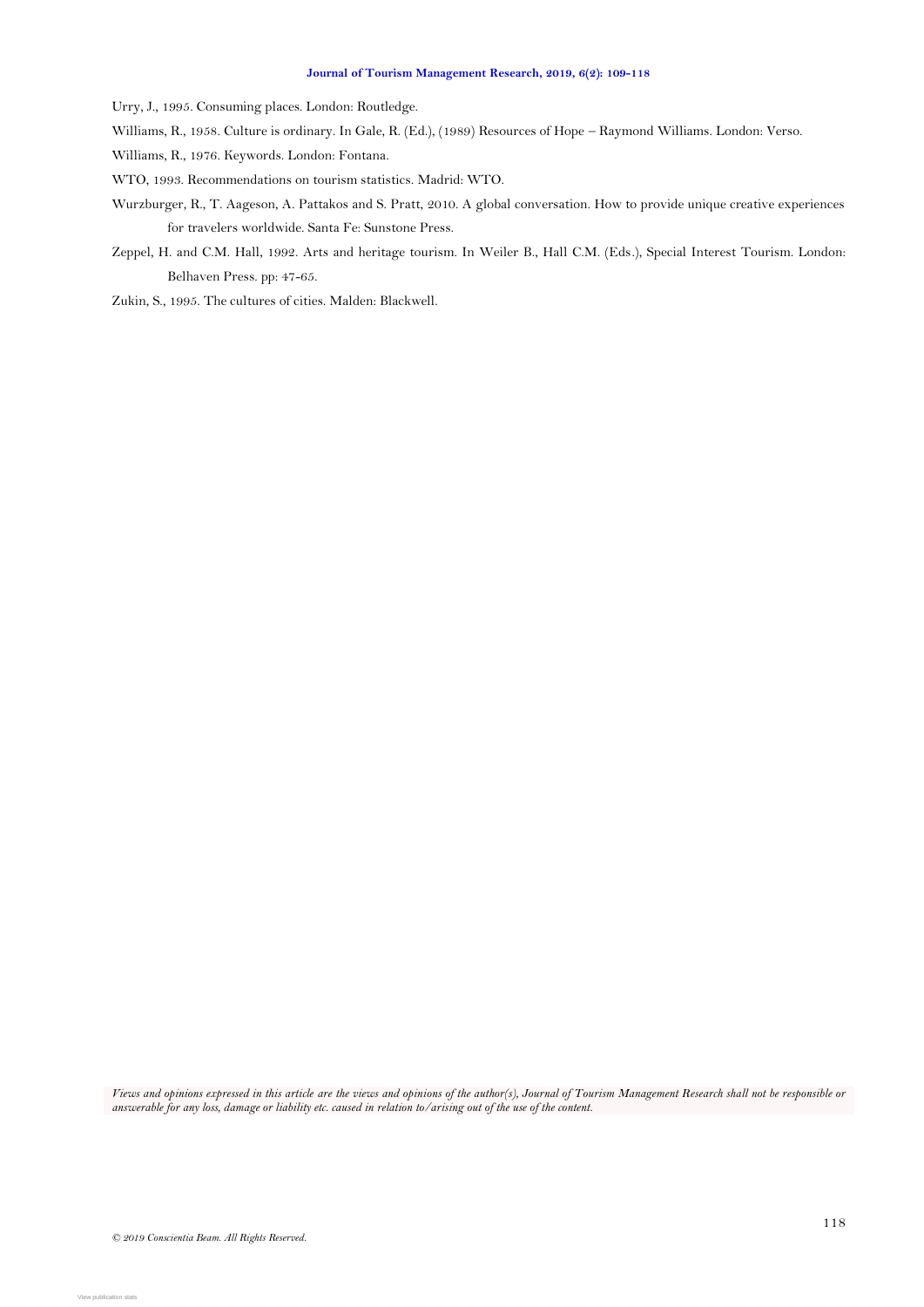Urry, J., 1995. Consuming places. London: Routledge.

Williams, R., 1958. Culture is ordinary. In Gale, R. (Ed.), (1989) Resources of Hope – Raymond Williams. London: Verso.

Williams, R., 1976. Keywords. London: Fontana.

WTO, 1993. Recommendations on tourism statistics. Madrid: WTO.

Wurzburger, R., T. Aageson, A. Pattakos and S. Pratt, 2010. A global conversation. How to provide unique creative experiences for travelers worldwide. Santa Fe: Sunstone Press.

Zeppel, H. and C.M. Hall, 1992. Arts and heritage tourism. In Weiler B., Hall C.M. (Eds.), Special Interest Tourism. London: Belhaven Press. pp: 47-65.

Zukin, S., 1995. The cultures of cities. Malden: Blackwell.

*Views and opinions expressed in this article are the views and opinions of the author(s), Journal of Tourism Management Research shall not be responsible or answerable for any loss, damage or liability etc. caused in relation to/arising out of the use of the content.*